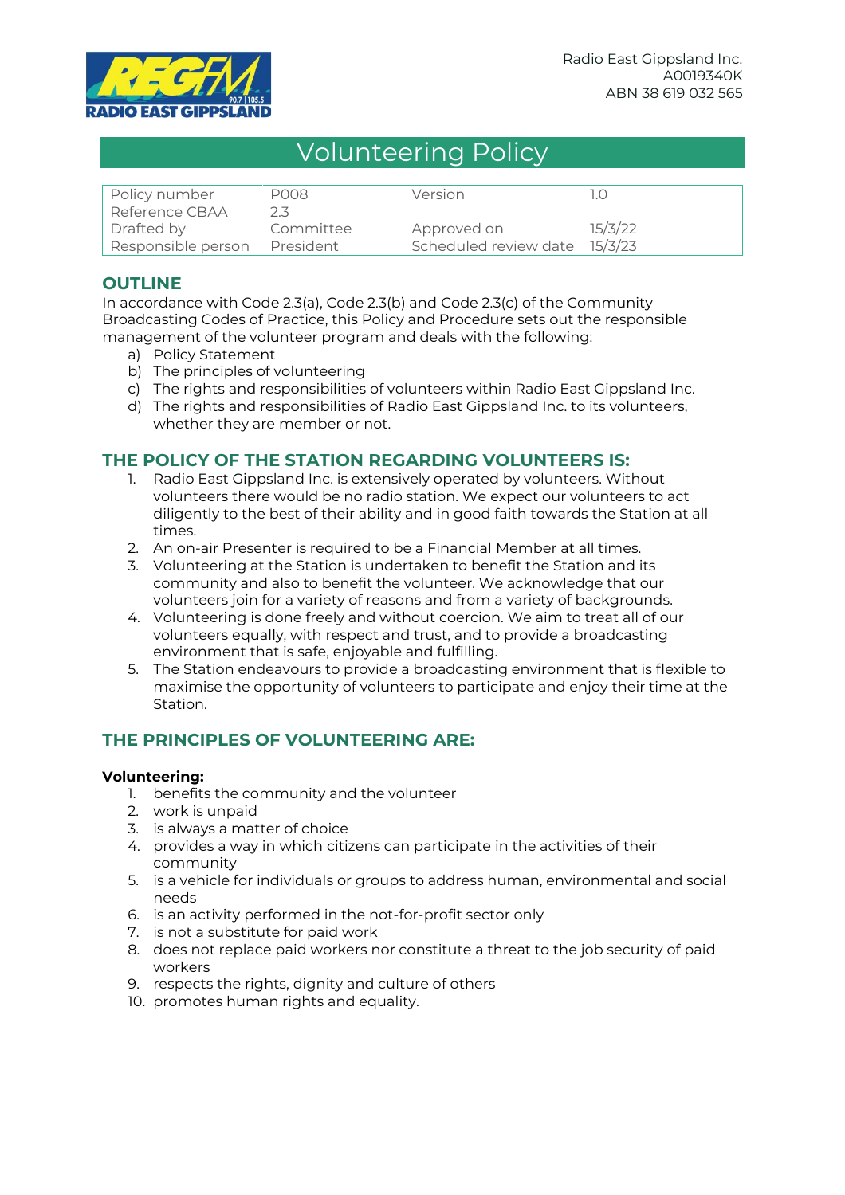Radio East Gippsland Inc.
A0019340K
ABN 38 619 032 565

# Volunteering Policy

| Policy number | P008 | Version | 1.0 |
|---|---|---|---|
| Reference CBAA | 2.3 | | |
| Drafted by | Committee | Approved on | 15/3/22 |
| Responsible person | President | Scheduled review date | 15/3/23 |

## OUTLINE

In accordance with Code 2.3(a), Code 2.3(b) and Code 2.3(c) of the Community Broadcasting Codes of Practice, this Policy and Procedure sets out the responsible management of the volunteer program and deals with the following:

a) Policy Statement
b) The principles of volunteering
c) The rights and responsibilities of volunteers within Radio East Gippsland Inc.
d) The rights and responsibilities of Radio East Gippsland Inc. to its volunteers, whether they are member or not.

## THE POLICY OF THE STATION REGARDING VOLUNTEERS IS:

1. Radio East Gippsland Inc. is extensively operated by volunteers. Without volunteers there would be no radio station. We expect our volunteers to act diligently to the best of their ability and in good faith towards the Station at all times.
2. An on-air Presenter is required to be a Financial Member at all times.
3. Volunteering at the Station is undertaken to benefit the Station and its community and also to benefit the volunteer. We acknowledge that our volunteers join for a variety of reasons and from a variety of backgrounds.
4. Volunteering is done freely and without coercion. We aim to treat all of our volunteers equally, with respect and trust, and to provide a broadcasting environment that is safe, enjoyable and fulfilling.
5. The Station endeavours to provide a broadcasting environment that is flexible to maximise the opportunity of volunteers to participate and enjoy their time at the Station.

## THE PRINCIPLES OF VOLUNTEERING ARE:

**Volunteering:**

1. benefits the community and the volunteer
2. work is unpaid
3. is always a matter of choice
4. provides a way in which citizens can participate in the activities of their community
5. is a vehicle for individuals or groups to address human, environmental and social needs
6. is an activity performed in the not-for-profit sector only
7. is not a substitute for paid work
8. does not replace paid workers nor constitute a threat to the job security of paid workers
9. respects the rights, dignity and culture of others
10. promotes human rights and equality.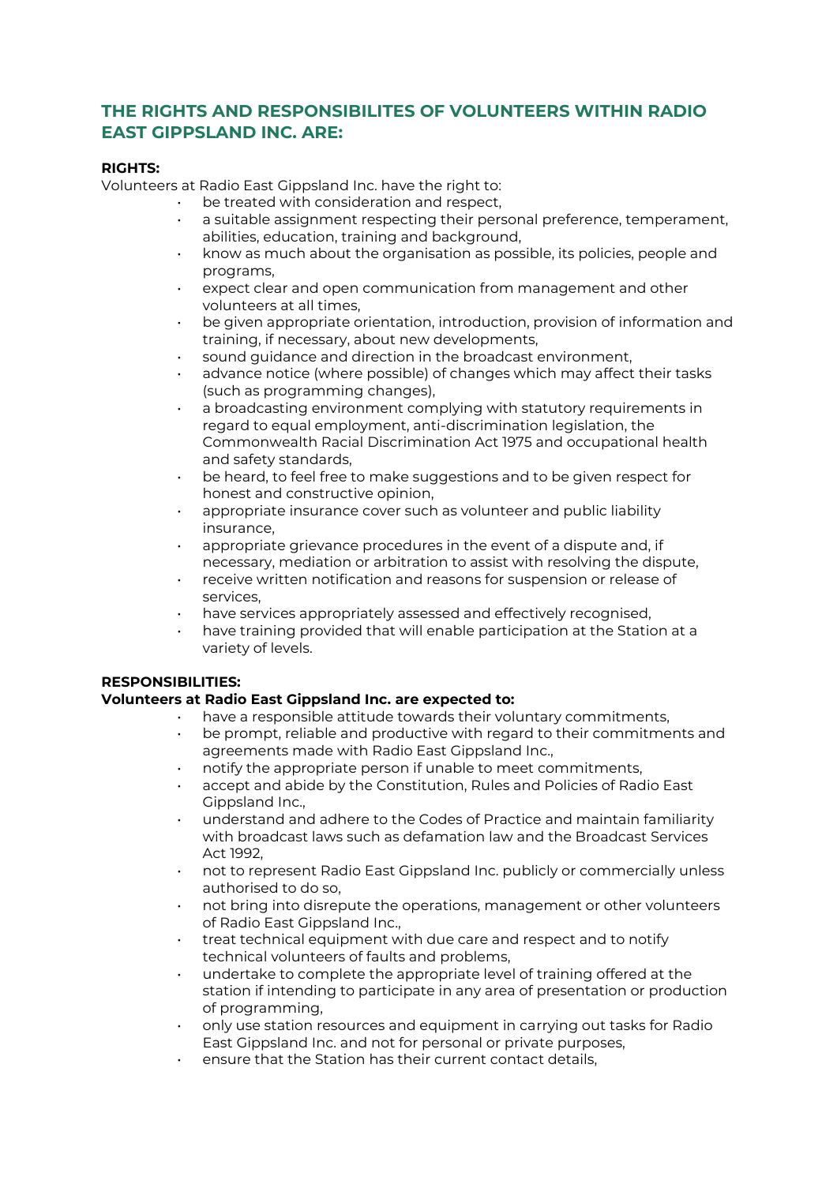## THE RIGHTS AND RESPONSIBILITES OF VOLUNTEERS WITHIN RADIO EAST GIPPSLAND INC. ARE:

**RIGHTS:**

Volunteers at Radio East Gippsland Inc. have the right to:

- be treated with consideration and respect,
- a suitable assignment respecting their personal preference, temperament, abilities, education, training and background,
- know as much about the organisation as possible, its policies, people and programs,
- expect clear and open communication from management and other volunteers at all times,
- be given appropriate orientation, introduction, provision of information and training, if necessary, about new developments,
- sound guidance and direction in the broadcast environment,
- advance notice (where possible) of changes which may affect their tasks (such as programming changes),
- a broadcasting environment complying with statutory requirements in regard to equal employment, anti-discrimination legislation, the Commonwealth Racial Discrimination Act 1975 and occupational health and safety standards,
- be heard, to feel free to make suggestions and to be given respect for honest and constructive opinion,
- appropriate insurance cover such as volunteer and public liability insurance,
- appropriate grievance procedures in the event of a dispute and, if necessary, mediation or arbitration to assist with resolving the dispute,
- receive written notification and reasons for suspension or release of services,
- have services appropriately assessed and effectively recognised,
- have training provided that will enable participation at the Station at a variety of levels.

**RESPONSIBILITIES:**

**Volunteers at Radio East Gippsland Inc. are expected to:**

- have a responsible attitude towards their voluntary commitments,
- be prompt, reliable and productive with regard to their commitments and agreements made with Radio East Gippsland Inc.,
- notify the appropriate person if unable to meet commitments,
- accept and abide by the Constitution, Rules and Policies of Radio East Gippsland Inc.,
- understand and adhere to the Codes of Practice and maintain familiarity with broadcast laws such as defamation law and the Broadcast Services Act 1992,
- not to represent Radio East Gippsland Inc. publicly or commercially unless authorised to do so,
- not bring into disrepute the operations, management or other volunteers of Radio East Gippsland Inc.,
- treat technical equipment with due care and respect and to notify technical volunteers of faults and problems,
- undertake to complete the appropriate level of training offered at the station if intending to participate in any area of presentation or production of programming,
- only use station resources and equipment in carrying out tasks for Radio East Gippsland Inc. and not for personal or private purposes,
- ensure that the Station has their current contact details,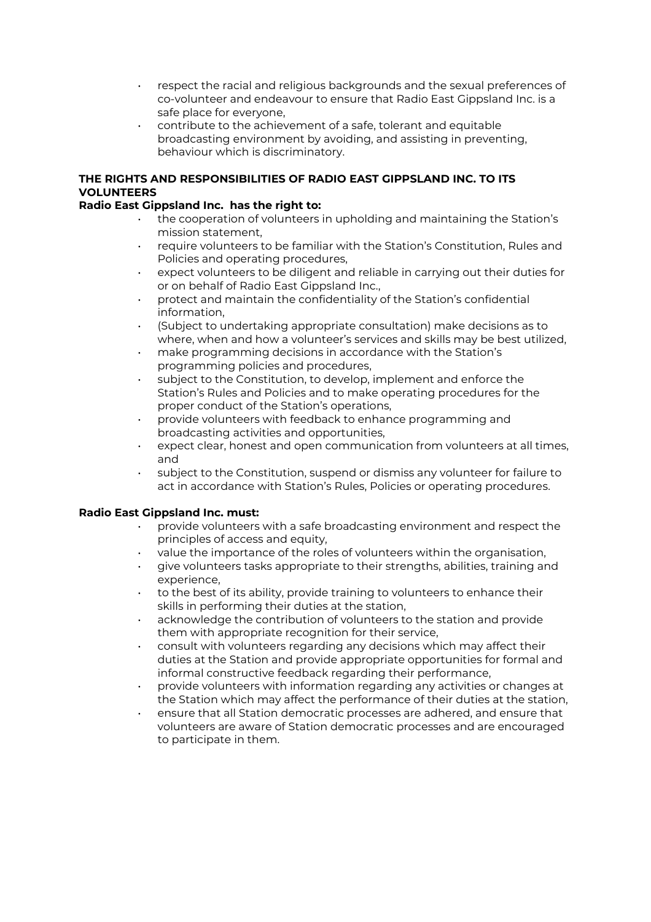- respect the racial and religious backgrounds and the sexual preferences of co-volunteer and endeavour to ensure that Radio East Gippsland Inc. is a safe place for everyone,
- contribute to the achievement of a safe, tolerant and equitable broadcasting environment by avoiding, and assisting in preventing, behaviour which is discriminatory.

**THE RIGHTS AND RESPONSIBILITIES OF RADIO EAST GIPPSLAND INC. TO ITS VOLUNTEERS**

**Radio East Gippsland Inc. has the right to:**

- the cooperation of volunteers in upholding and maintaining the Station's mission statement,
- require volunteers to be familiar with the Station's Constitution, Rules and Policies and operating procedures,
- expect volunteers to be diligent and reliable in carrying out their duties for or on behalf of Radio East Gippsland Inc.,
- protect and maintain the confidentiality of the Station's confidential information,
- (Subject to undertaking appropriate consultation) make decisions as to where, when and how a volunteer's services and skills may be best utilized,
- make programming decisions in accordance with the Station's programming policies and procedures,
- subject to the Constitution, to develop, implement and enforce the Station's Rules and Policies and to make operating procedures for the proper conduct of the Station's operations,
- provide volunteers with feedback to enhance programming and broadcasting activities and opportunities,
- expect clear, honest and open communication from volunteers at all times, and
- subject to the Constitution, suspend or dismiss any volunteer for failure to act in accordance with Station's Rules, Policies or operating procedures.

**Radio East Gippsland Inc. must:**

- provide volunteers with a safe broadcasting environment and respect the principles of access and equity,
- value the importance of the roles of volunteers within the organisation,
- give volunteers tasks appropriate to their strengths, abilities, training and experience,
- to the best of its ability, provide training to volunteers to enhance their skills in performing their duties at the station,
- acknowledge the contribution of volunteers to the station and provide them with appropriate recognition for their service,
- consult with volunteers regarding any decisions which may affect their duties at the Station and provide appropriate opportunities for formal and informal constructive feedback regarding their performance,
- provide volunteers with information regarding any activities or changes at the Station which may affect the performance of their duties at the station,
- ensure that all Station democratic processes are adhered, and ensure that volunteers are aware of Station democratic processes and are encouraged to participate in them.